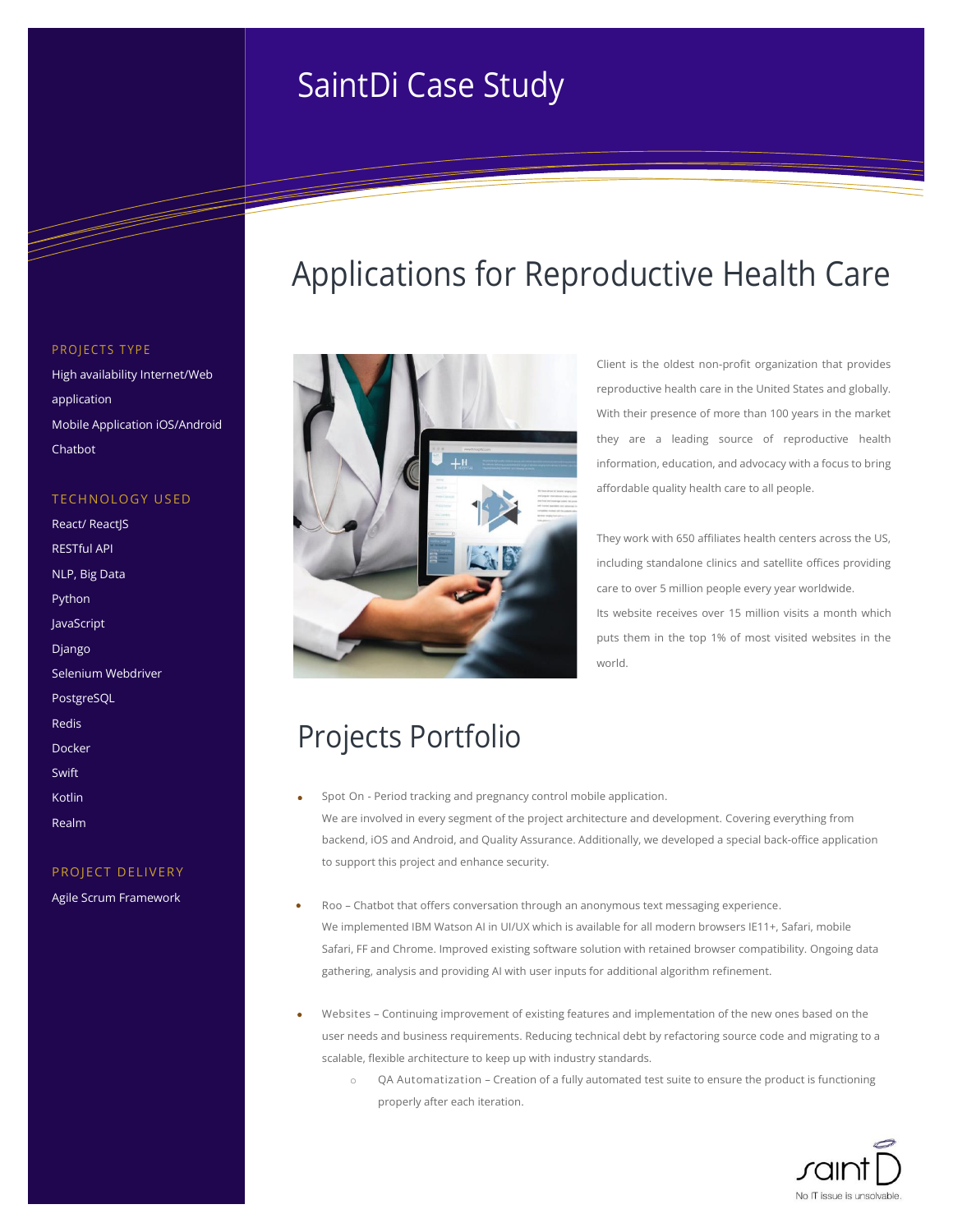# SaintDi Case Study

## Applications for Reproductive Health Care

**PROJECTS TYPE**

High availability Internet/Web application
Mobile Application iOS/Android
Chatbot

**TECHNOLOGY USED**

React/ ReactJS
RESTful API
NLP, Big Data
Python
JavaScript
Django
Selenium Webdriver
PostgreSQL
Redis
Docker
Swift
Kotlin
Realm

**PROJECT DELIVERY**

Agile Scrum Framework

Client is the oldest non-profit organization that provides reproductive health care in the United States and globally. With their presence of more than 100 years in the market they are a leading source of reproductive health information, education, and advocacy with a focus to bring affordable quality health care to all people.

They work with 650 affiliates health centers across the US, including standalone clinics and satellite offices providing care to over 5 million people every year worldwide.
Its website receives over 15 million visits a month which puts them in the top 1% of most visited websites in the world.

## Projects Portfolio

- Spot On - Period tracking and pregnancy control mobile application.
  We are involved in every segment of the project architecture and development. Covering everything from backend, iOS and Android, and Quality Assurance. Additionally, we developed a special back-office application to support this project and enhance security.

- Roo – Chatbot that offers conversation through an anonymous text messaging experience.
  We implemented IBM Watson AI in UI/UX which is available for all modern browsers IE11+, Safari, mobile Safari, FF and Chrome. Improved existing software solution with retained browser compatibility. Ongoing data gathering, analysis and providing AI with user inputs for additional algorithm refinement.

- Websites – Continuing improvement of existing features and implementation of the new ones based on the user needs and business requirements. Reducing technical debt by refactoring source code and migrating to a scalable, flexible architecture to keep up with industry standards.
  - QA Automatization – Creation of a fully automated test suite to ensure the product is functioning properly after each iteration.

saint D
No IT issue is unsolvable.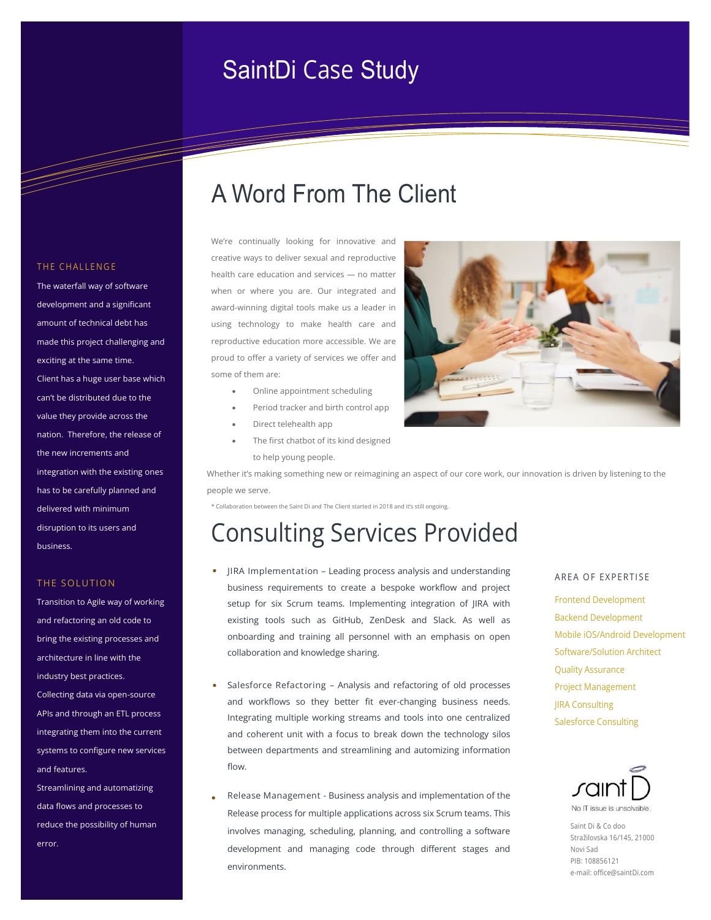# SaintDi Case Study

## A Word From The Client

We're continually looking for innovative and creative ways to deliver sexual and reproductive health care education and services — no matter when or where you are. Our integrated and award-winning digital tools make us a leader in using technology to make health care and reproductive education more accessible. We are proud to offer a variety of services we offer and some of them are:

- Online appointment scheduling
- Period tracker and birth control app
- Direct telehealth app
- The first chatbot of its kind designed to help young people.

Whether it's making something new or reimagining an aspect of our core work, our innovation is driven by listening to the people we serve.

* Collaboration between the Saint Di and The Client started in 2018 and it's still ongoing.

### THE CHALLENGE

The waterfall way of software development and a significant amount of technical debt has made this project challenging and exciting at the same time. Client has a huge user base which can't be distributed due to the value they provide across the nation. Therefore, the release of the new increments and integration with the existing ones has to be carefully planned and delivered with minimum disruption to its users and business.

### THE SOLUTION

Transition to Agile way of working and refactoring an old code to bring the existing processes and architecture in line with the industry best practices. Collecting data via open-source APIs and through an ETL process integrating them into the current systems to configure new services and features. Streamlining and automatizing data flows and processes to reduce the possibility of human error.

## Consulting Services Provided

- JIRA Implementation – Leading process analysis and understanding business requirements to create a bespoke workflow and project setup for six Scrum teams. Implementing integration of JIRA with existing tools such as GitHub, ZenDesk and Slack. As well as onboarding and training all personnel with an emphasis on open collaboration and knowledge sharing.

- Salesforce Refactoring – Analysis and refactoring of old processes and workflows so they better fit ever-changing business needs. Integrating multiple working streams and tools into one centralized and coherent unit with a focus to break down the technology silos between departments and streamlining and automizing information flow.

- Release Management - Business analysis and implementation of the Release process for multiple applications across six Scrum teams. This involves managing, scheduling, planning, and controlling a software development and managing code through different stages and environments.

### AREA OF EXPERTISE

Frontend Development
Backend Development
Mobile iOS/Android Development
Software/Solution Architect
Quality Assurance
Project Management
JIRA Consulting
Salesforce Consulting

saint D
No IT issue is unsolvable.

Saint Di & Co doo
Stražilovska 16/145, 21000
Novi Sad
PIB: 108856121
e-mail: office@saintDi.com